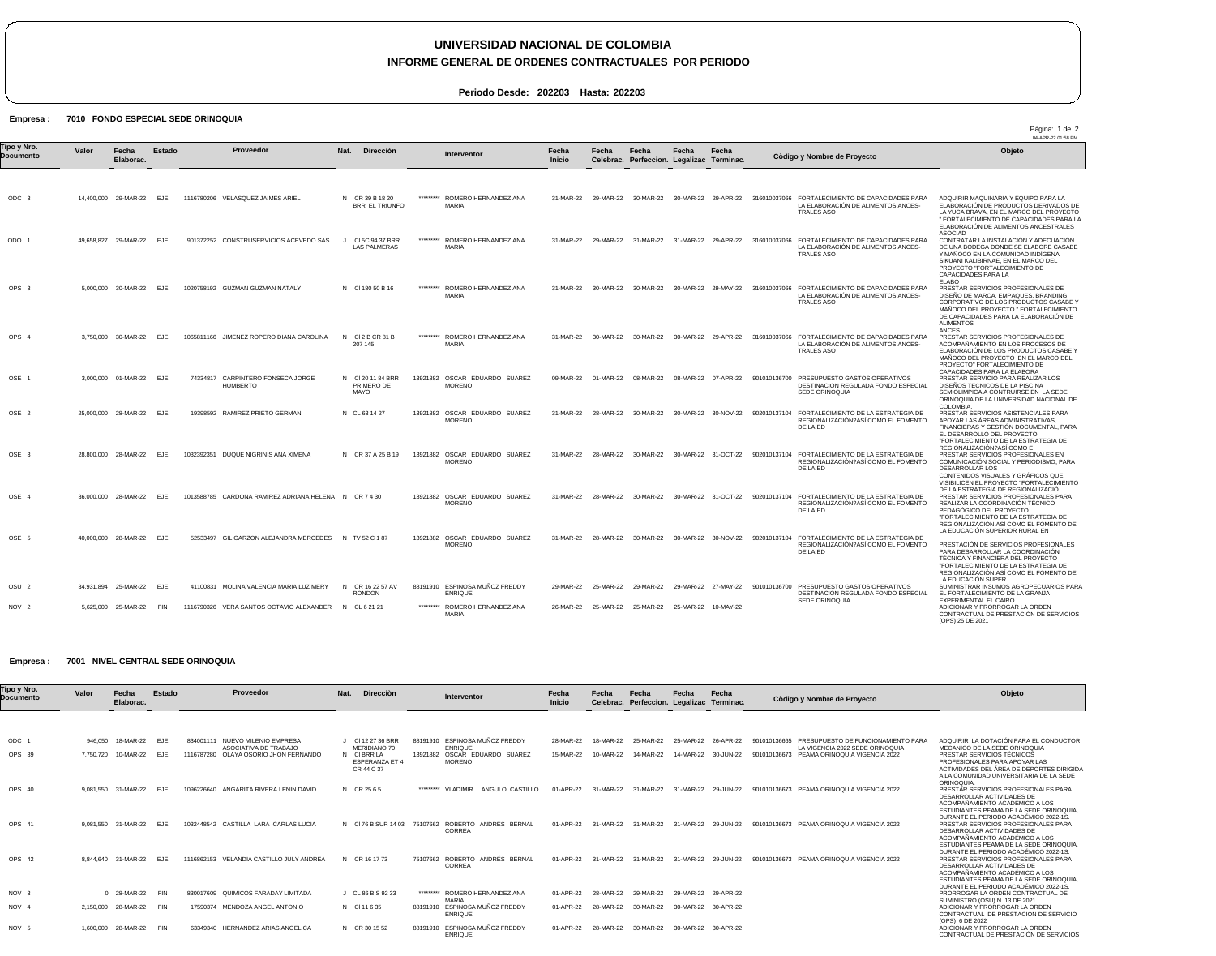# UNIVERSIDAD NACIONAL DE COLOMBIA

## INFORME GENERAL DE ORDENES CONTRACTUALES POR PERIODO

**Periodo Desde: 202203 Hasta: 202203**

**Empresa : 7010 FONDO ESPECIAL SEDE ORINOQUIA**

| Tipo y Nro. Documento | Valor | Fecha Elaborac. | Estado | Proveedor | Nat. | Dirección | Interventor | Fecha Inicio | Fecha Celebrac. | Fecha Perfeccion. | Fecha Legalizac | Fecha Terminac. | Còdigo y Nombre de Proyecto | Objeto |
|---|---|---|---|---|---|---|---|---|---|---|---|---|---|---|
| ODC 3 | 14,400,000 | 29-MAR-22 | EJE | 1116780206 VELASQUEZ JAIMES ARIEL | N | CR 39 B 18 20 BRR EL TRIUNFO | ********* ROMERO HERNANDEZ ANA MARIA | 31-MAR-22 | 29-MAR-22 | 30-MAR-22 | 30-MAR-22 | 29-APR-22 | 316010037066 FORTALECIMIENTO DE CAPACIDADES PARA LA ELABORACIÓN DE ALIMENTOS ANCES-TRALES ASO | ADQUIRIR MAQUINARIA Y EQUIPO PARA LA ELABORACIÓN DE PRODUCTOS DERIVADOS DE LA YUCA BRAVA, EN EL MARCO DEL PROYECTO " FORTALECIMIENTO DE CAPACIDADES PARA LA ELABORACIÓN DE ALIMENTOS ANCESTRALES ASOCIAD |
| ODO 1 | 49,658,827 | 29-MAR-22 | EJE | 901372252 CONSTRUSERVICIOS ACEVEDO SAS | J | Cl SC 94 37 BRR LAS PALMERAS | ********* ROMERO HERNANDEZ ANA MARIA | 31-MAR-22 | 29-MAR-22 | 31-MAR-22 | 31-MAR-22 | 29-APR-22 | 316010037066 FORTALECIMIENTO DE CAPACIDADES PARA LA ELABORACIÓN DE ALIMENTOS ANCES-TRALES ASO | CONTRATAR LA INSTALACIÓN Y ADECUACIÓN DE UNA BODEGA DONDE SE ELABORE CASABE Y MAÑOCO EN LA COMUNIDAD INDÍGENA SIKUANI KALIBIRNAE, EN EL MARCO DEL PROYECTO "FORTALECIMIENTO DE CAPACIDADES PARA LA ELABO |
| OPS 3 | 5,000,000 | 30-MAR-22 | EJE | 1020758192 GUZMAN GUZMAN NATALY | N | Cl 180 50 B 16 | ********* ROMERO HERNANDEZ ANA MARIA | 31-MAR-22 | 30-MAR-22 | 30-MAR-22 | 30-MAR-22 | 29-MAY-22 | 316010037066 FORTALECIMIENTO DE CAPACIDADES PARA LA ELABORACIÓN DE ALIMENTOS ANCES-TRALES ASO | PRESTAR SERVICIOS PROFESIONALES DE DISEÑO DE MARCA, EMPAQUES, BRANDING CORPORATIVO DE LOS PRODUCTOS CASABE Y MAÑOCO DEL PROYECTO " FORTALECIMIENTO DE CAPACIDADES PARA LA ELABORACIÓN DE ALIMENTOS ANCES |
| OPS 4 | 3,750,000 | 30-MAR-22 | EJE | 1065811166 JIMENEZ ROPERO DIANA CAROLINA | N | Cl 2 B CR 81 B 207 145 | ********* ROMERO HERNANDEZ ANA MARIA | 31-MAR-22 | 30-MAR-22 | 30-MAR-22 | 30-MAR-22 | 29-APR-22 | 316010037066 FORTALECIMIENTO DE CAPACIDADES PARA LA ELABORACIÓN DE ALIMENTOS ANCES-TRALES ASO | PRESTAR SERVICIOS PROFESIONALES DE ACOMPAÑAMIENTO EN LOS PROCESOS DE ELABORACIÓN DE LOS PRODUCTOS CASABE Y MAÑOCO DEL PROYECTO EN EL MARCO DEL PROYECTO" FORTALECIMIENTO DE CAPACIDADES PARA LA ELABORA |
| OSE 1 | 3,000,000 | 01-MAR-22 | EJE | 74334817 CARPINTERO FONSECA JORGE HUMBERTO | N | Cl 20 11 84 BRR PRIMERO DE MAYO | 13921882 OSCAR EDUARDO SUAREZ MORENO | 09-MAR-22 | 01-MAR-22 | 08-MAR-22 | 08-MAR-22 | 07-APR-22 | 901010136700 PRESUPUESTO GASTOS OPERATIVOS DESTINACION REGULADA FONDO ESPECIAL SEDE ORINOQUIA | PRESTAR SERVICIO PARA REALIZAR LOS DISEÑOS TECNICOS DE LA PISCINA SEMIOLIMPICA A CONTRUIRSE EN LA SEDE ORINOQUIA DE LA UNIVERSIDAD NACIONAL DE COLOMBIA. |
| OSE 2 | 25,000,000 | 28-MAR-22 | EJE | 19398592 RAMIREZ PRIETO GERMAN | N | CL 63 14 27 | 13921882 OSCAR EDUARDO SUAREZ MORENO | 31-MAR-22 | 28-MAR-22 | 30-MAR-22 | 30-MAR-22 | 30-NOV-22 | 902010137104 FORTALECIMIENTO DE LA ESTRATEGIA DE REGIONALIZACIÓN?ASÍ COMO EL FOMENTO DE LA ED | PRESTAR SERVICIOS ASISTENCIALES PARA APOYAR LAS ÁREAS ADMINISTRATIVAS, FINANCIERAS Y GESTIÓN DOCUMENTAL, PARA EL DESARROLLO DEL PROYECTO "FORTALECIMIENTO DE LA ESTRATEGIA DE REGIONALIZACIÓN?ASÍ COMO E |
| OSE 3 | 28,800,000 | 28-MAR-22 | EJE | 1032392351 DUQUE NIGRINIS ANA XIMENA | N | CR 37 A 25 B 19 | 13921882 OSCAR EDUARDO SUAREZ MORENO | 31-MAR-22 | 28-MAR-22 | 30-MAR-22 | 30-MAR-22 | 31-OCT-22 | 902010137104 FORTALECIMIENTO DE LA ESTRATEGIA DE REGIONALIZACIÓN?ASÍ COMO EL FOMENTO DE LA ED | PRESTAR SERVICIOS PROFESIONALES EN COMUNICACIÓN SOCIAL Y PERIODISMO, PARA DESARROLLAR LOS CONTENIDOS VISUALES Y GRÁFICOS QUE VISIBILICEN EL PROYECTO "FORTALECIMIENTO DE LA ESTRATEGIA DE REGIONALIZACIÓ |
| OSE 4 | 36,000,000 | 28-MAR-22 | EJE | 1013588785 CARDONA RAMIREZ ADRIANA HELENA | N | CR 7 4 30 | 13921882 OSCAR EDUARDO SUAREZ MORENO | 31-MAR-22 | 28-MAR-22 | 30-MAR-22 | 30-MAR-22 | 31-OCT-22 | 902010137104 FORTALECIMIENTO DE LA ESTRATEGIA DE REGIONALIZACIÓN?ASÍ COMO EL FOMENTO DE LA ED | PRESTAR SERVICIOS PROFESIONALES PARA REALIZAR LA COORDINACIÓN TÉCNICO PEDAGÓGICO DEL PROYECTO "FORTALECIMIENTO DE LA ESTRATEGIA DE REGIONALIZACIÓN ASÍ COMO EL FOMENTO DE LA EDUCACIÓN SUPERIOR RURAL EN |
| OSE 5 | 40,000,000 | 28-MAR-22 | EJE | 52533497 GIL GARZON ALEJANDRA MERCEDES | N | TV 52 C 1 87 | 13921882 OSCAR EDUARDO SUAREZ MORENO | 31-MAR-22 | 28-MAR-22 | 30-MAR-22 | 30-MAR-22 | 30-NOV-22 | 902010137104 FORTALECIMIENTO DE LA ESTRATEGIA DE REGIONALIZACIÓN?ASÍ COMO EL FOMENTO DE LA ED | PRESTACIÓN DE SERVICIOS PROFESIONALES PARA DESARROLLAR LA COORDINACIÓN TÉCNICA Y FINANCIERA DEL PROYECTO "FORTALECIMIENTO DE LA ESTRATEGIA DE REGIONALIZACIÓN ASÍ COMO EL FOMENTO DE LA EDUCACIÓN SUPER |
| OSU 2 | 34,931,894 | 25-MAR-22 | EJE | 41100831 MOLINA VALENCIA MARIA LUZ MERY | N | CR 16 22 57 AV RONDON | 88191910 ESPINOSA MUÑOZ FREDDY ENRIQUE | 29-MAR-22 | 25-MAR-22 | 29-MAR-22 | 29-MAR-22 | 27-MAY-22 | 901010136700 PRESUPUESTO GASTOS OPERATIVOS DESTINACION REGULADA FONDO ESPECIAL SEDE ORINOQUIA | SUMINISTRAR INSUMOS AGROPECUARIOS PARA EL FORTALECIMIENTO DE LA GRANJA EXPERIMENTAL EL CAIRO |
| NOV 2 | 5,625,000 | 25-MAR-22 | FIN | 1116790326 VERA SANTOS OCTAVIO ALEXANDER | N | CL 6 21 21 | ********* ROMERO HERNANDEZ ANA MARIA | 26-MAR-22 | 25-MAR-22 | 25-MAR-22 | 25-MAR-22 | 10-MAY-22 | | ADICIONAR Y PRORROGAR LA ORDEN CONTRACTUAL DE PRESTACIÓN DE SERVICIOS (OPS) 25 DE 2021 |

**Empresa : 7001 NIVEL CENTRAL SEDE ORINOQUIA**

| Tipo y Nro. Documento | Valor | Fecha Elaborac. | Estado | Proveedor | Nat. | Dirección | Interventor | Fecha Inicio | Fecha Celebrac. | Fecha Perfeccion. | Fecha Legalizac | Fecha Terminac. | Còdigo y Nombre de Proyecto | Objeto |
|---|---|---|---|---|---|---|---|---|---|---|---|---|---|---|
| ODC 1 | 946,050 | 18-MAR-22 | EJE | 834001111 NUEVO MILENIO EMPRESA ASOCIATIVA DE TRABAJO | J | Cl 12 27 36 BRR MERIDIANO 70 | 88191910 ESPINOSA MUÑOZ FREDDY ENRIQUE | 28-MAR-22 | 18-MAR-22 | 25-MAR-22 | 25-MAR-22 | 26-APR-22 | 901010136665 PRESUPUESTO DE FUNCIONAMIENTO PARA LA VIGENCIA 2022 SEDE ORINOQUIA | ADQUIRIR LA DOTACIÓN PARA EL CONDUCTOR MECANICO DE LA SEDE ORINOQUIA |
| OPS 39 | 7,750,720 | 10-MAR-22 | EJE | 1116787280 OLAYA OSORIO JHON FERNANDO | N | Cl BRR LA ESPERANZA ET 4 CR 44 C 37 | 13921882 OSCAR EDUARDO SUAREZ MORENO | 15-MAR-22 | 10-MAR-22 | 14-MAR-22 | 14-MAR-22 | 30-JUN-22 | 901010136673 PEAMA ORINOQUIA VIGENCIA 2022 | PRESTAR SERVICIOS TÉCNICOS PROFESIONALES PARA APOYAR LAS ACTIVIDADES DEL ÁREA DE DEPORTES DIRIGIDA A LA COMUNIDAD UNIVERSITARIA DE LA SEDE ORINOQUIA. |
| OPS 40 | 9,081,550 | 31-MAR-22 | EJE | 1096226640 ANGARITA RIVERA LENIN DAVID | N | CR 25 6 5 | ********* VLADIMIR ANGULO CASTILLO | 01-APR-22 | 31-MAR-22 | 31-MAR-22 | 31-MAR-22 | 29-JUN-22 | 901010136673 PEAMA ORINOQUIA VIGENCIA 2022 | PRESTAR SERVICIOS PROFESIONALES PARA DESARROLLAR ACTIVIDADES DE ACOMPAÑAMIENTO ACADÉMICO A LOS ESTUDIANTES PEAMA DE LA SEDE ORINOQUIA, DURANTE EL PERIODO ACADÉMICO 2022-1S. |
| OPS 41 | 9,081,550 | 31-MAR-22 | EJE | 1032448542 CASTILLA LARA CARLAS LUCIA | N | Cl 76 B SUR 14 03 | 75107662 ROBERTO ANDRÉS BERNAL CORREA | 01-APR-22 | 31-MAR-22 | 31-MAR-22 | 31-MAR-22 | 29-JUN-22 | 901010136673 PEAMA ORINOQUIA VIGENCIA 2022 | PRESTAR SERVICIOS PROFESIONALES PARA DESARROLLAR ACTIVIDADES DE ACOMPAÑAMIENTO ACADÉMICO A LOS ESTUDIANTES PEAMA DE LA SEDE ORINOQUIA, DURANTE EL PERIODO ACADÉMICO 2022-1S. |
| OPS 42 | 8,844,640 | 31-MAR-22 | EJE | 1116862153 VELANDIA CASTILLO JULY ANDREA | N | CR 16 17 73 | 75107662 ROBERTO ANDRÉS BERNAL CORREA | 01-APR-22 | 31-MAR-22 | 31-MAR-22 | 31-MAR-22 | 29-JUN-22 | 901010136673 PEAMA ORINOQUIA VIGENCIA 2022 | PRESTAR SERVICIOS PROFESIONALES PARA DESARROLLAR ACTIVIDADES DE ACOMPAÑAMIENTO ACADÉMICO A LOS ESTUDIANTES PEAMA DE LA SEDE ORINOQUIA, DURANTE EL PERIODO ACADÉMICO 2022-1S. |
| NOV 3 | 0 | 28-MAR-22 | FIN | 830017609 QUIMICOS FARADAY LIMITADA | J | CL 86 BIS 92 33 | ********* ROMERO HERNANDEZ ANA MARIA | 01-APR-22 | 28-MAR-22 | 29-MAR-22 | 29-MAR-22 | 29-APR-22 | | PRORROGAR LA ORDEN CONTRACTUAL DE SUMINISTRO (OSU) N. 13 DE 2021. |
| NOV 4 | 2,150,000 | 28-MAR-22 | FIN | 17590374 MENDOZA ANGEL ANTONIO | N | Cl 11 6 35 | 88191910 ESPINOSA MUÑOZ FREDDY ENRIQUE | 01-APR-22 | 28-MAR-22 | 30-MAR-22 | 30-MAR-22 | 30-APR-22 | | ADICIONAR Y PRORROGAR LA ORDEN CONTRACTUAL DE PRESTACION DE SERVICIO (OPS) 6 DE 2022 |
| NOV 5 | 1,600,000 | 28-MAR-22 | FIN | 63349340 HERNANDEZ ARIAS ANGELICA | N | CR 30 15 52 | 88191910 ESPINOSA MUÑOZ FREDDY ENRIQUE | 01-APR-22 | 28-MAR-22 | 30-MAR-22 | 30-MAR-22 | 30-APR-22 | | ADICIONAR Y PRORROGAR LA ORDEN CONTRACTUAL DE PRESTACIÓN DE SERVICIOS |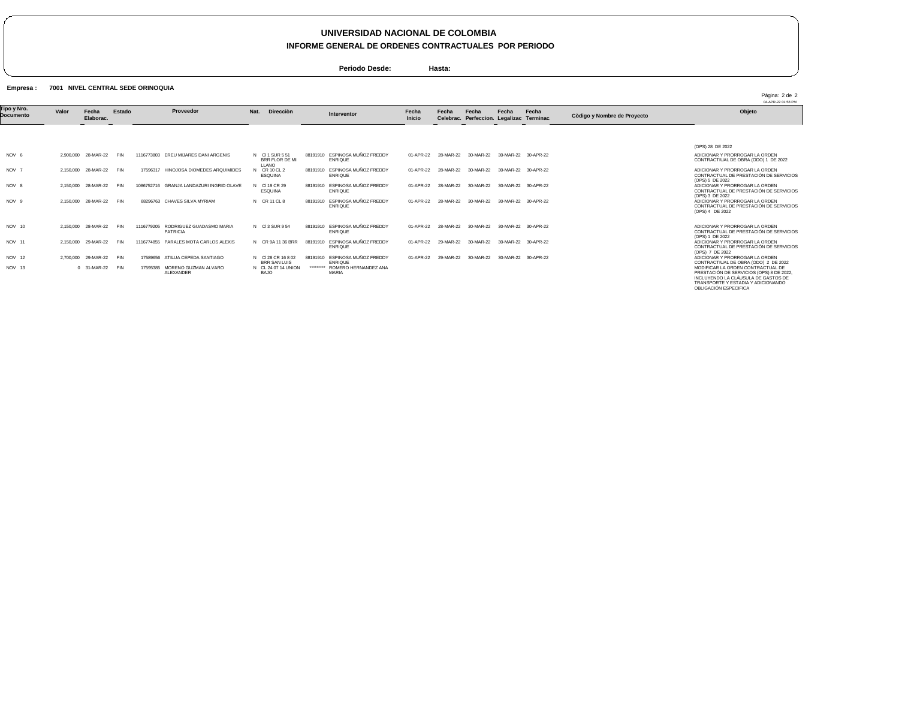# UNIVERSIDAD NACIONAL DE COLOMBIA

## INFORME GENERAL DE ORDENES CONTRACTUALES POR PERIODO

**Periodo Desde:** **Hasta:**

**Empresa :** **7001 NIVEL CENTRAL SEDE ORINOQUIA**

Pàgina: 2 de 2
04-APR-22 01:58 PM

| Tipo y Nro. Documento | Valor | Fecha Elaborac. | Estado | Proveedor | | Nat. | Direcciòn | Interventor | | Fecha Inicio | Fecha Celebrac. | Fecha Perfeccion. | Fecha Legalizac | Fecha Terminac. | Còdigo y Nombre de Proyecto | Objeto |
|---|---|---|---|---|---|---|---|---|---|---|---|---|---|---|---|---|
| | | | | | | | | | | | | | | | | (OPS) 28 DE 2022 |
| NOV 6 | 2,900,000 | 28-MAR-22 | FIN | 1116773803 | EREU MIJARES DANI ARGENIS | N | Cl 1 SUR 5 51 BRR FLOR DE MI LLANO | 88191910 | ESPINOSA MUÑOZ FREDDY ENRIQUE | 01-APR-22 | 28-MAR-22 | 30-MAR-22 | 30-MAR-22 | 30-APR-22 | | ADICIONAR Y PRORROGAR LA ORDEN CONTRACTIUAL DE OBRA (ODO) 1 DE 2022 |
| NOV 7 | 2,150,000 | 28-MAR-22 | FIN | 17596317 | HINOJOSA DIOMEDES ARQUIMIDES | N | CR 10 CL 2 ESQUINA | 88191910 | ESPINOSA MUÑOZ FREDDY ENRIQUE | 01-APR-22 | 28-MAR-22 | 30-MAR-22 | 30-MAR-22 | 30-APR-22 | | ADICIONAR Y PRORROGAR LA ORDEN CONTRACTUAL DE PRESTACIÒN DE SERVICIOS (OPS) 5 DE 2022 |
| NOV 8 | 2,150,000 | 28-MAR-22 | FIN | 1086752716 | GRANJA LANDAZURI INGRID OLAVE | N | Cl 19 CR 29 ESQUINA | 88191910 | ESPINOSA MUÑOZ FREDDY ENRIQUE | 01-APR-22 | 28-MAR-22 | 30-MAR-22 | 30-MAR-22 | 30-APR-22 | | ADICIONAR Y PRORROGAR LA ORDEN CONTRACTUAL DE PRESTACIÒN DE SERVICIOS (OPS) 3 DE 2022 |
| NOV 9 | 2,150,000 | 28-MAR-22 | FIN | 68296763 | CHAVES SILVA MYRIAM | N | CR 11 CL 8 | 88191910 | ESPINOSA MUÑOZ FREDDY ENRIQUE | 01-APR-22 | 28-MAR-22 | 30-MAR-22 | 30-MAR-22 | 30-APR-22 | | ADICIONAR Y PRORROGAR LA ORDEN CONTRACTUAL DE PRESTACIÒN DE SERVICIOS (OPS) 4 DE 2022 |
| NOV 10 | 2,150,000 | 28-MAR-22 | FIN | 1116779205 | RODRIGUEZ GUADASMO MARIA PATRICIA | N | Cl 3 SUR 9 54 | 88191910 | ESPINOSA MUÑOZ FREDDY ENRIQUE | 01-APR-22 | 28-MAR-22 | 30-MAR-22 | 30-MAR-22 | 30-APR-22 | | ADICIONAR Y PRORROGAR LA ORDEN CONTRACTUAL DE PRESTACIÒN DE SERVICIOS (OPS) 1 DE 2022 |
| NOV 11 | 2,150,000 | 29-MAR-22 | FIN | 1116774855 | PARALES MOTA CARLOS ALEXIS | N | CR 9A 11 36 BRR | 88191910 | ESPINOSA MUÑOZ FREDDY ENRIQUE | 01-APR-22 | 29-MAR-22 | 30-MAR-22 | 30-MAR-22 | 30-APR-22 | | ADICIONAR Y PRORROGAR LA ORDEN CONTRACTUAL DE PRESTACIÒN DE SERVICIOS (OPS) 7 DE 2022 |
| NOV 12 | 2,700,000 | 29-MAR-22 | FIN | 17589656 | ATILUA CEPEDA SANTIAGO | N | Cl 28 CR 16 8 02 BRR SAN LUIS | 88191910 | ESPINOSA MUÑOZ FREDDY ENRIQUE | 01-APR-22 | 29-MAR-22 | 30-MAR-22 | 30-MAR-22 | 30-APR-22 | | ADICIONAR Y PRORROGAR LA ORDEN CONTRACTUAL DE OBRA (ODO) 2 DE 2022 |
| NOV 13 | 0 | 31-MAR-22 | FIN | 17595385 | MORENO GUZMAN ALVARO ALEXANDER | N | CL 24 07 14 UNION BAJO | ********* | ROMERO HERNANDEZ ANA MARIA | | | | | | | MODIFICAR LA ORDEN CONTRACTUAL DE PRESTACIÓN DE SERVICIOS (OPS) 8 DE 2022, INCLUYENDO LA CLÁUSULA DE GASTOS DE TRANSPORTE Y ESTADIA Y ADICIONANDO OBLIGACIÓN ESPECIFICA |